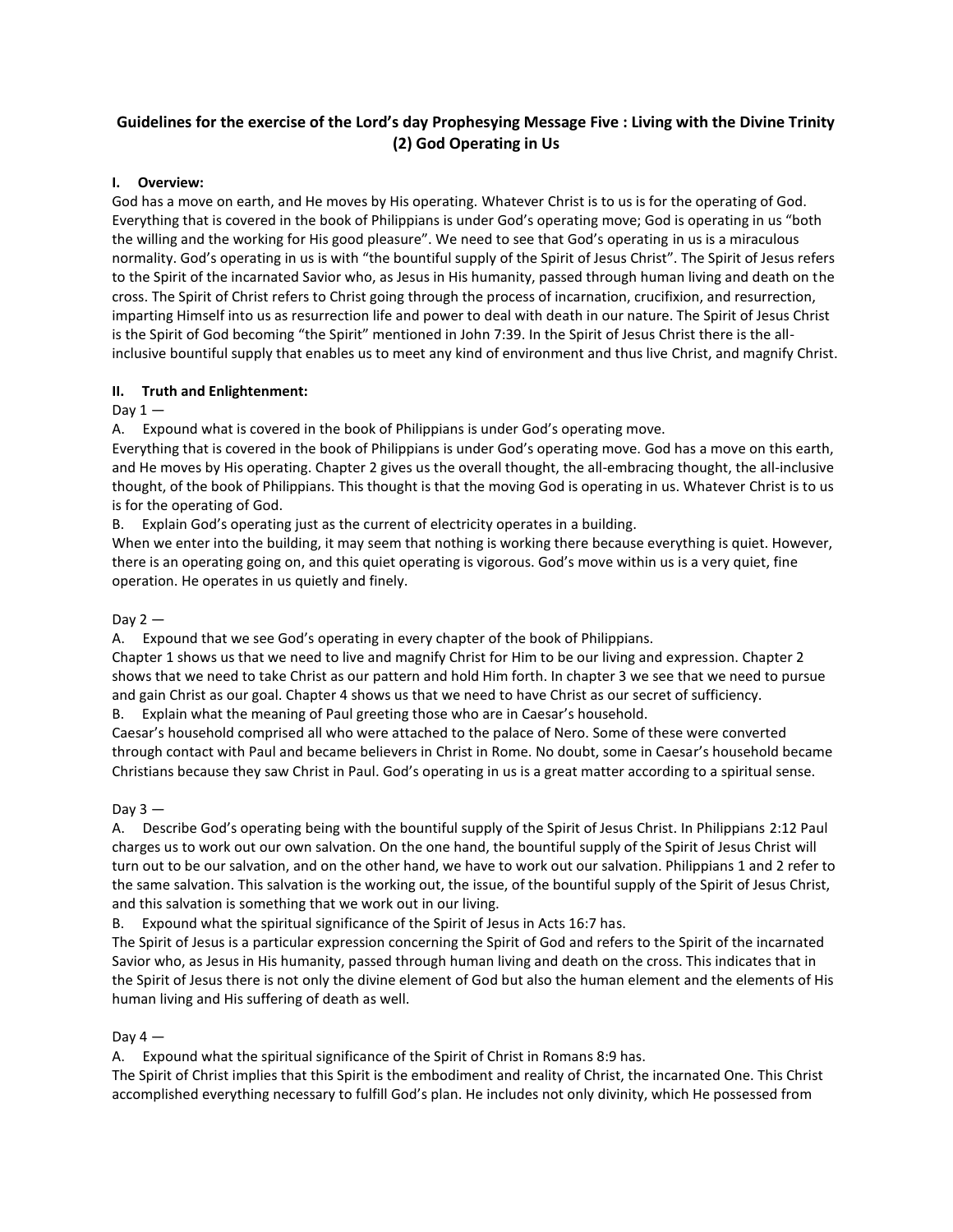# Guidelines for the exercise of the Lord's day Prophesying Message Five : Living with the Divine Trinity (2) God Operating in Us

## I. Overview:

God has a move on earth, and He moves by His operating. Whatever Christ is to us is for the operating of God. Everything that is covered in the book of Philippians is under God's operating move; God is operating in us "both the willing and the working for His good pleasure". We need to see that God's operating in us is a miraculous normality. God's operating in us is with "the bountiful supply of the Spirit of Jesus Christ". The Spirit of Jesus refers to the Spirit of the incarnated Savior who, as Jesus in His humanity, passed through human living and death on the cross. The Spirit of Christ refers to Christ going through the process of incarnation, crucifixion, and resurrection, imparting Himself into us as resurrection life and power to deal with death in our nature. The Spirit of Jesus Christ is the Spirit of God becoming "the Spirit" mentioned in John 7:39. In the Spirit of Jesus Christ there is the all-inclusive bountiful supply that enables us to meet any kind of environment and thus live Christ, and magnify Christ.

## II. Truth and Enlightenment:

Day 1 —

A. Expound what is covered in the book of Philippians is under God's operating move.

Everything that is covered in the book of Philippians is under God's operating move. God has a move on this earth, and He moves by His operating. Chapter 2 gives us the overall thought, the all-embracing thought, the all-inclusive thought, of the book of Philippians. This thought is that the moving God is operating in us. Whatever Christ is to us is for the operating of God.

B. Explain God's operating just as the current of electricity operates in a building.

When we enter into the building, it may seem that nothing is working there because everything is quiet. However, there is an operating going on, and this quiet operating is vigorous. God's move within us is a very quiet, fine operation. He operates in us quietly and finely.

Day 2 —

A. Expound that we see God's operating in every chapter of the book of Philippians.

Chapter 1 shows us that we need to live and magnify Christ for Him to be our living and expression. Chapter 2 shows that we need to take Christ as our pattern and hold Him forth. In chapter 3 we see that we need to pursue and gain Christ as our goal. Chapter 4 shows us that we need to have Christ as our secret of sufficiency.

B. Explain what the meaning of Paul greeting those who are in Caesar's household.

Caesar's household comprised all who were attached to the palace of Nero. Some of these were converted through contact with Paul and became believers in Christ in Rome. No doubt, some in Caesar's household became Christians because they saw Christ in Paul. God's operating in us is a great matter according to a spiritual sense.

Day 3 —

A. Describe God's operating being with the bountiful supply of the Spirit of Jesus Christ. In Philippians 2:12 Paul charges us to work out our own salvation. On the one hand, the bountiful supply of the Spirit of Jesus Christ will turn out to be our salvation, and on the other hand, we have to work out our salvation. Philippians 1 and 2 refer to the same salvation. This salvation is the working out, the issue, of the bountiful supply of the Spirit of Jesus Christ, and this salvation is something that we work out in our living.

B. Expound what the spiritual significance of the Spirit of Jesus in Acts 16:7 has.

The Spirit of Jesus is a particular expression concerning the Spirit of God and refers to the Spirit of the incarnated Savior who, as Jesus in His humanity, passed through human living and death on the cross. This indicates that in the Spirit of Jesus there is not only the divine element of God but also the human element and the elements of His human living and His suffering of death as well.

Day 4 —

A. Expound what the spiritual significance of the Spirit of Christ in Romans 8:9 has.

The Spirit of Christ implies that this Spirit is the embodiment and reality of Christ, the incarnated One. This Christ accomplished everything necessary to fulfill God's plan. He includes not only divinity, which He possessed from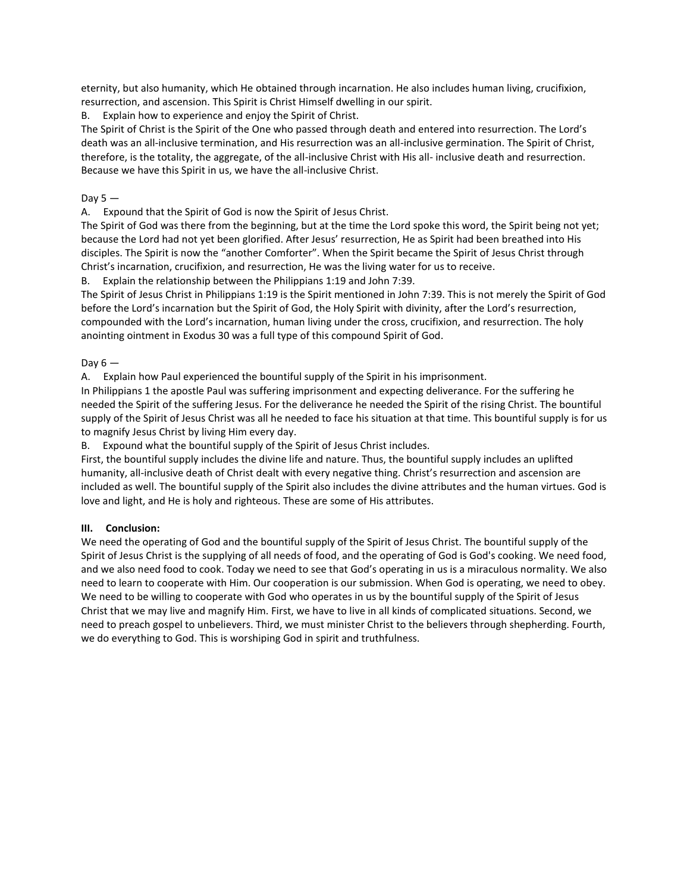eternity, but also humanity, which He obtained through incarnation. He also includes human living, crucifixion, resurrection, and ascension. This Spirit is Christ Himself dwelling in our spirit.

B. Explain how to experience and enjoy the Spirit of Christ.

The Spirit of Christ is the Spirit of the One who passed through death and entered into resurrection. The Lord's death was an all-inclusive termination, and His resurrection was an all-inclusive germination. The Spirit of Christ, therefore, is the totality, the aggregate, of the all-inclusive Christ with His all- inclusive death and resurrection. Because we have this Spirit in us, we have the all-inclusive Christ.

Day 5 —

A. Expound that the Spirit of God is now the Spirit of Jesus Christ.

The Spirit of God was there from the beginning, but at the time the Lord spoke this word, the Spirit being not yet; because the Lord had not yet been glorified. After Jesus' resurrection, He as Spirit had been breathed into His disciples. The Spirit is now the "another Comforter". When the Spirit became the Spirit of Jesus Christ through Christ's incarnation, crucifixion, and resurrection, He was the living water for us to receive.

B. Explain the relationship between the Philippians 1:19 and John 7:39.

The Spirit of Jesus Christ in Philippians 1:19 is the Spirit mentioned in John 7:39. This is not merely the Spirit of God before the Lord's incarnation but the Spirit of God, the Holy Spirit with divinity, after the Lord's resurrection, compounded with the Lord's incarnation, human living under the cross, crucifixion, and resurrection. The holy anointing ointment in Exodus 30 was a full type of this compound Spirit of God.

Day 6 —

A. Explain how Paul experienced the bountiful supply of the Spirit in his imprisonment.

In Philippians 1 the apostle Paul was suffering imprisonment and expecting deliverance. For the suffering he needed the Spirit of the suffering Jesus. For the deliverance he needed the Spirit of the rising Christ. The bountiful supply of the Spirit of Jesus Christ was all he needed to face his situation at that time. This bountiful supply is for us to magnify Jesus Christ by living Him every day.

B. Expound what the bountiful supply of the Spirit of Jesus Christ includes.

First, the bountiful supply includes the divine life and nature. Thus, the bountiful supply includes an uplifted humanity, all-inclusive death of Christ dealt with every negative thing. Christ's resurrection and ascension are included as well. The bountiful supply of the Spirit also includes the divine attributes and the human virtues. God is love and light, and He is holy and righteous. These are some of His attributes.

**III. Conclusion:**

We need the operating of God and the bountiful supply of the Spirit of Jesus Christ. The bountiful supply of the Spirit of Jesus Christ is the supplying of all needs of food, and the operating of God is God's cooking. We need food, and we also need food to cook. Today we need to see that God's operating in us is a miraculous normality. We also need to learn to cooperate with Him. Our cooperation is our submission. When God is operating, we need to obey. We need to be willing to cooperate with God who operates in us by the bountiful supply of the Spirit of Jesus Christ that we may live and magnify Him. First, we have to live in all kinds of complicated situations. Second, we need to preach gospel to unbelievers. Third, we must minister Christ to the believers through shepherding. Fourth, we do everything to God. This is worshiping God in spirit and truthfulness.